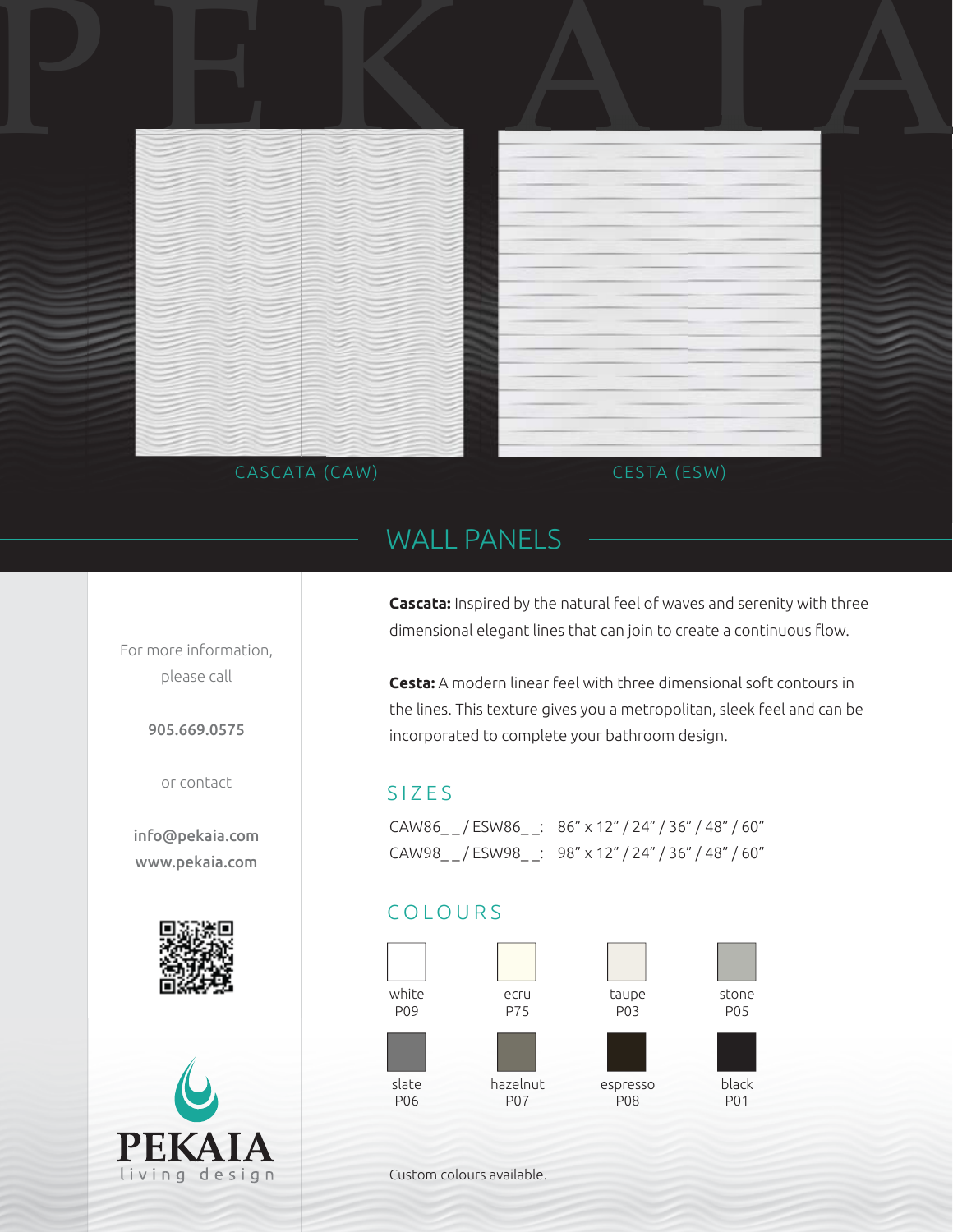# PEKAIA

CASCATA (CAW)

CESTA (ESW)

## WALL PANELS

For more information, please call

**905.669.0575**

or contact

**info@pekaia.com**
**www.pekaia.com**

**Cascata:** Inspired by the natural feel of waves and serenity with three dimensional elegant lines that can join to create a continuous flow.

**Cesta:** A modern linear feel with three dimensional soft contours in the lines. This texture gives you a metropolitan, sleek feel and can be incorporated to complete your bathroom design.

### SIZES

CAW86_ _ / ESW86_ _: 86" x 12" / 24" / 36" / 48" / 60"
CAW98_ _ / ESW98_ _: 98" x 12" / 24" / 36" / 48" / 60"

### COLOURS

| white | ecru | taupe | stone |
|---|---|---|---|
| P09 | P75 | P03 | P05 |

| slate | hazelnut | espresso | black |
|---|---|---|---|
| P06 | P07 | P08 | P01 |

Custom colours available.

PEKAIA
living design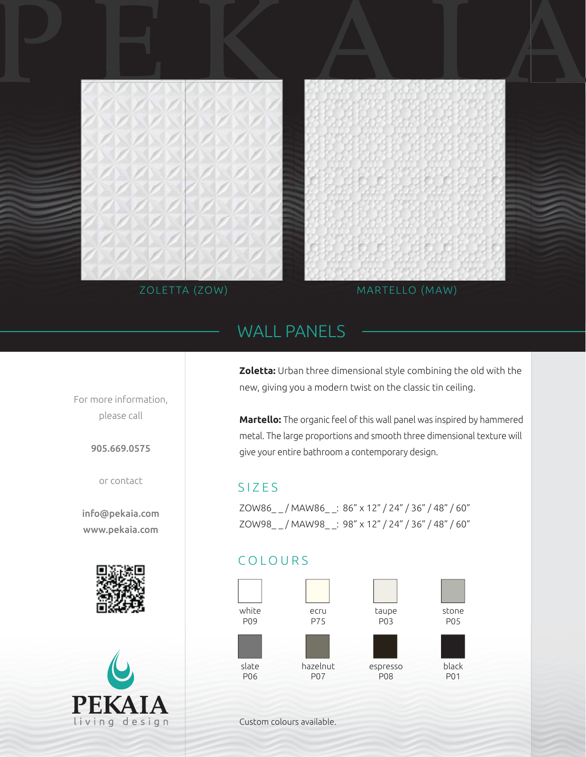PEKAIA

ZOLETTA (ZOW)

MARTELLO (MAW)

## WALL PANELS

For more information, please call

**905.669.0575**

or contact

**info@pekaia.com**
**www.pekaia.com**

**Zoletta:** Urban three dimensional style combining the old with the new, giving you a modern twist on the classic tin ceiling.

**Martello:** The organic feel of this wall panel was inspired by hammered metal. The large proportions and smooth three dimensional texture will give your entire bathroom a contemporary design.

### SIZES

ZOW86_ _ / MAW86_ _: 86" x 12" / 24" / 36" / 48" / 60"
ZOW98_ _ / MAW98_ _: 98" x 12" / 24" / 36" / 48" / 60"

### COLOURS

| | | | |
|---|---|---|---|
| white P09 | ecru P75 | taupe P03 | stone P05 |
| slate P06 | hazelnut P07 | espresso P08 | black P01 |

Custom colours available.

PEKAIA
living design